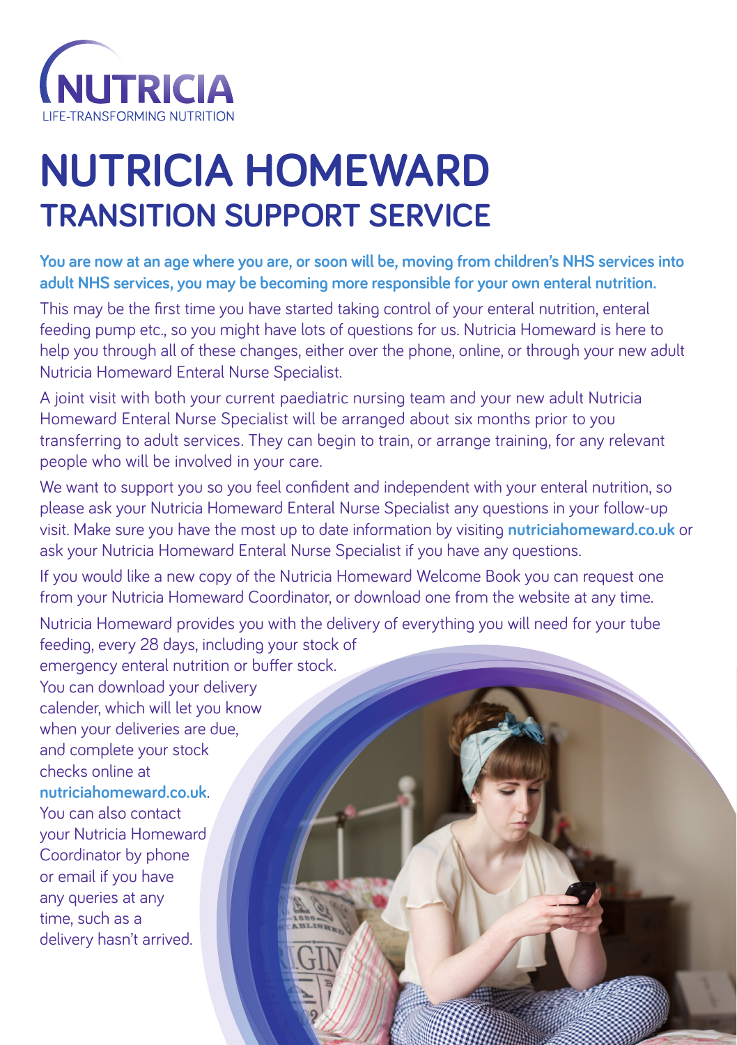NUTRICIA
LIFE-TRANSFORMING NUTRITION

# NUTRICIA HOMEWARD
## TRANSITION SUPPORT SERVICE

**You are now at an age where you are, or soon will be, moving from children's NHS services into adult NHS services, you may be becoming more responsible for your own enteral nutrition.**

This may be the first time you have started taking control of your enteral nutrition, enteral feeding pump etc., so you might have lots of questions for us. Nutricia Homeward is here to help you through all of these changes, either over the phone, online, or through your new adult Nutricia Homeward Enteral Nurse Specialist.

A joint visit with both your current paediatric nursing team and your new adult Nutricia Homeward Enteral Nurse Specialist will be arranged about six months prior to you transferring to adult services. They can begin to train, or arrange training, for any relevant people who will be involved in your care.

We want to support you so you feel confident and independent with your enteral nutrition, so please ask your Nutricia Homeward Enteral Nurse Specialist any questions in your follow-up visit. Make sure you have the most up to date information by visiting **nutriciahomeward.co.uk** or ask your Nutricia Homeward Enteral Nurse Specialist if you have any questions.

If you would like a new copy of the Nutricia Homeward Welcome Book you can request one from your Nutricia Homeward Coordinator, or download one from the website at any time.

Nutricia Homeward provides you with the delivery of everything you will need for your tube feeding, every 28 days, including your stock of emergency enteral nutrition or buffer stock. You can download your delivery calender, which will let you know when your deliveries are due, and complete your stock checks online at **nutriciahomeward.co.uk**. You can also contact your Nutricia Homeward Coordinator by phone or email if you have any queries at any time, such as a delivery hasn't arrived.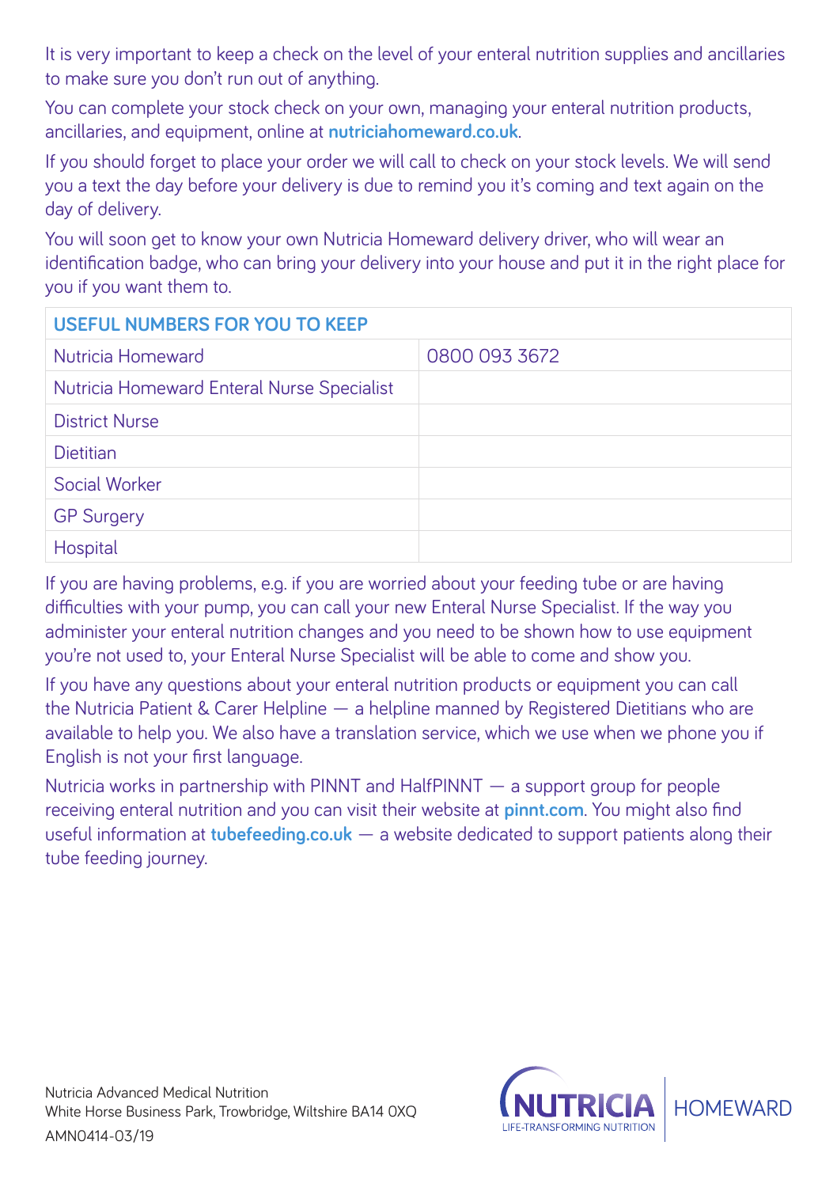It is very important to keep a check on the level of your enteral nutrition supplies and ancillaries to make sure you don't run out of anything.

You can complete your stock check on your own, managing your enteral nutrition products, ancillaries, and equipment, online at **nutriciahomeward.co.uk**.

If you should forget to place your order we will call to check on your stock levels. We will send you a text the day before your delivery is due to remind you it's coming and text again on the day of delivery.

You will soon get to know your own Nutricia Homeward delivery driver, who will wear an identification badge, who can bring your delivery into your house and put it in the right place for you if you want them to.

| USEFUL NUMBERS FOR YOU TO KEEP | |
|---|---|
| Nutricia Homeward | 0800 093 3672 |
| Nutricia Homeward Enteral Nurse Specialist | |
| District Nurse | |
| Dietitian | |
| Social Worker | |
| GP Surgery | |
| Hospital | |

If you are having problems, e.g. if you are worried about your feeding tube or are having difficulties with your pump, you can call your new Enteral Nurse Specialist. If the way you administer your enteral nutrition changes and you need to be shown how to use equipment you're not used to, your Enteral Nurse Specialist will be able to come and show you.

If you have any questions about your enteral nutrition products or equipment you can call the Nutricia Patient & Carer Helpline — a helpline manned by Registered Dietitians who are available to help you. We also have a translation service, which we use when we phone you if English is not your first language.

Nutricia works in partnership with PINNT and HalfPINNT — a support group for people receiving enteral nutrition and you can visit their website at **pinnt.com**. You might also find useful information at **tubefeeding.co.uk** — a website dedicated to support patients along their tube feeding journey.

Nutricia Advanced Medical Nutrition
White Horse Business Park, Trowbridge, Wiltshire BA14 0XQ
AMN0414-03/19

NUTRICIA LIFE-TRANSFORMING NUTRITION | HOMEWARD